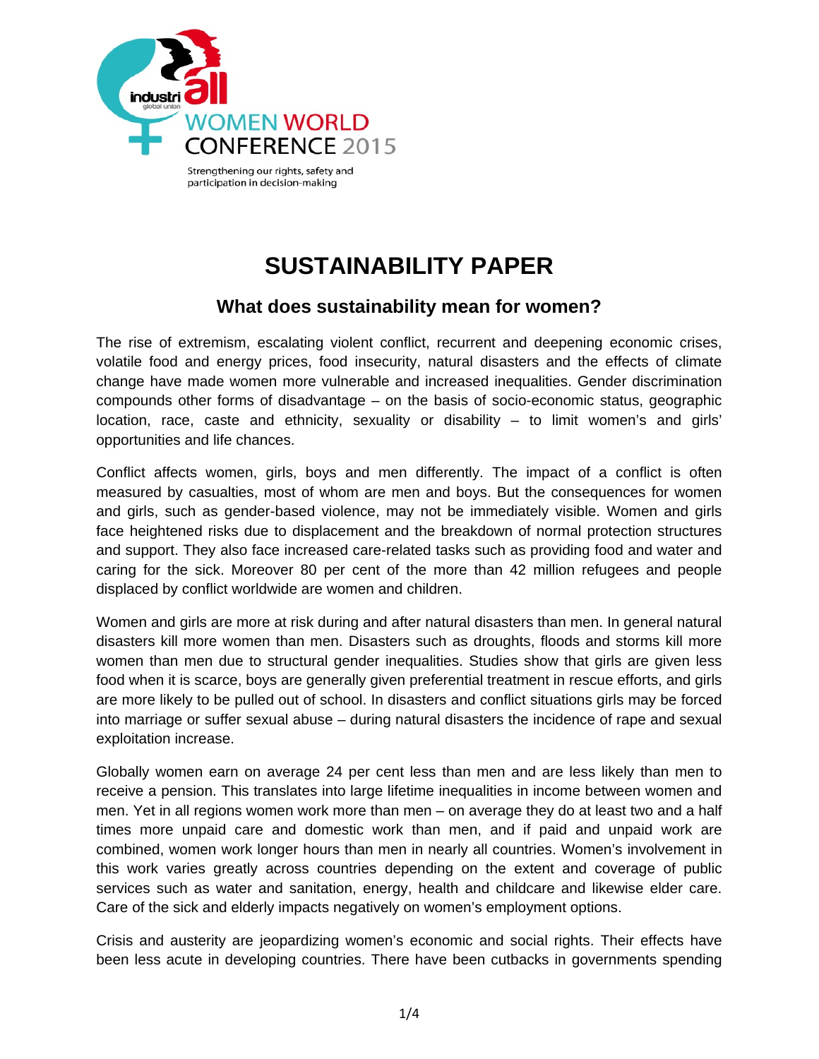INDUSTRIALL WOMEN WORLD CONFERENCE 2015

Strengthening our rights, safety and participation in decision-making

# SUSTAINABILITY PAPER

## What does sustainability mean for women?

The rise of extremism, escalating violent conflict, recurrent and deepening economic crises, volatile food and energy prices, food insecurity, natural disasters and the effects of climate change have made women more vulnerable and increased inequalities. Gender discrimination compounds other forms of disadvantage – on the basis of socio-economic status, geographic location, race, caste and ethnicity, sexuality or disability – to limit women's and girls' opportunities and life chances.

Conflict affects women, girls, boys and men differently. The impact of a conflict is often measured by casualties, most of whom are men and boys. But the consequences for women and girls, such as gender-based violence, may not be immediately visible. Women and girls face heightened risks due to displacement and the breakdown of normal protection structures and support. They also face increased care-related tasks such as providing food and water and caring for the sick. Moreover 80 per cent of the more than 42 million refugees and people displaced by conflict worldwide are women and children.

Women and girls are more at risk during and after natural disasters than men. In general natural disasters kill more women than men. Disasters such as droughts, floods and storms kill more women than men due to structural gender inequalities. Studies show that girls are given less food when it is scarce, boys are generally given preferential treatment in rescue efforts, and girls are more likely to be pulled out of school. In disasters and conflict situations girls may be forced into marriage or suffer sexual abuse – during natural disasters the incidence of rape and sexual exploitation increase.

Globally women earn on average 24 per cent less than men and are less likely than men to receive a pension. This translates into large lifetime inequalities in income between women and men. Yet in all regions women work more than men – on average they do at least two and a half times more unpaid care and domestic work than men, and if paid and unpaid work are combined, women work longer hours than men in nearly all countries. Women's involvement in this work varies greatly across countries depending on the extent and coverage of public services such as water and sanitation, energy, health and childcare and likewise elder care. Care of the sick and elderly impacts negatively on women's employment options.

Crisis and austerity are jeopardizing women's economic and social rights. Their effects have been less acute in developing countries. There have been cutbacks in governments spending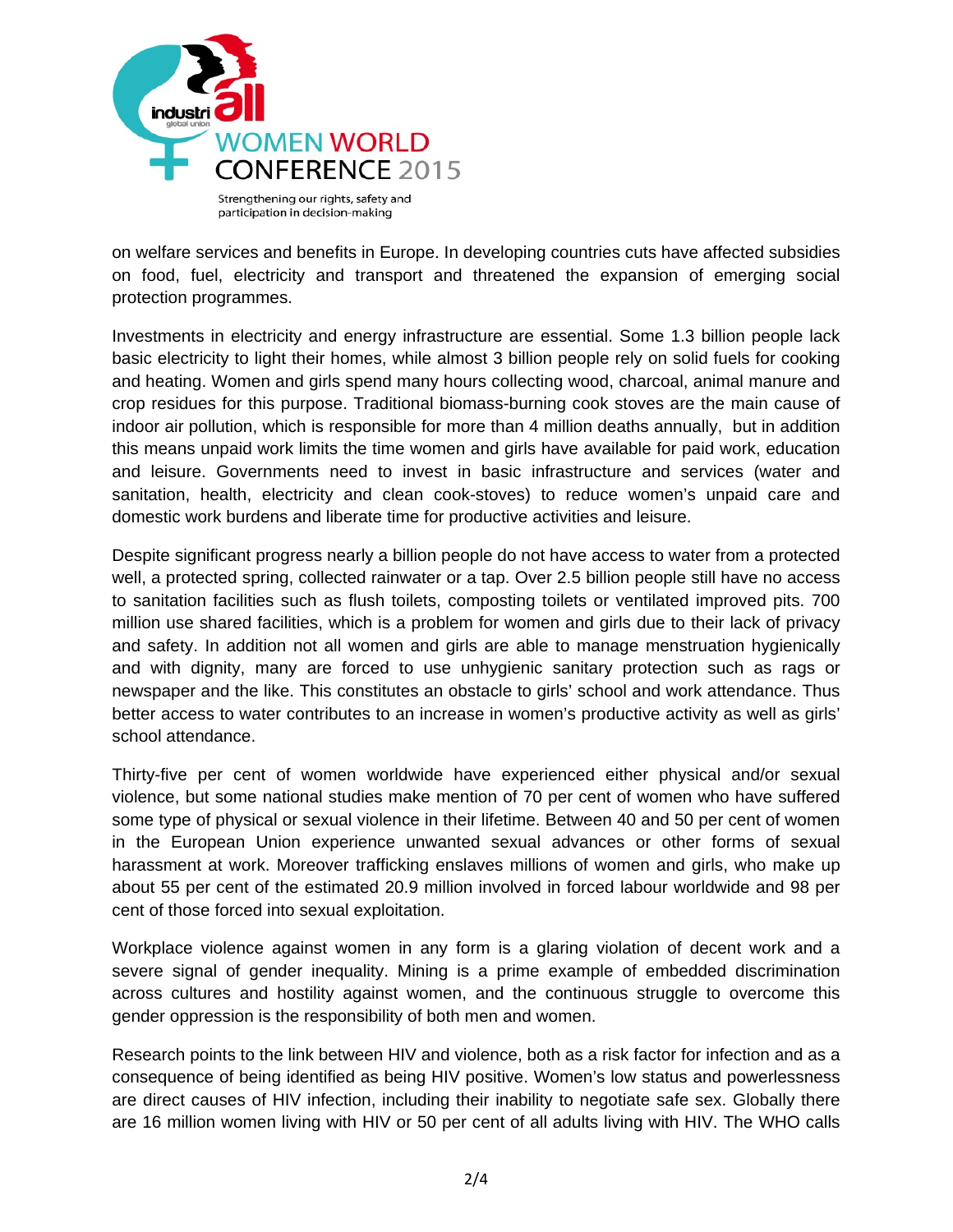on welfare services and benefits in Europe. In developing countries cuts have affected subsidies on food, fuel, electricity and transport and threatened the expansion of emerging social protection programmes.

Investments in electricity and energy infrastructure are essential. Some 1.3 billion people lack basic electricity to light their homes, while almost 3 billion people rely on solid fuels for cooking and heating. Women and girls spend many hours collecting wood, charcoal, animal manure and crop residues for this purpose. Traditional biomass-burning cook stoves are the main cause of indoor air pollution, which is responsible for more than 4 million deaths annually, but in addition this means unpaid work limits the time women and girls have available for paid work, education and leisure. Governments need to invest in basic infrastructure and services (water and sanitation, health, electricity and clean cook-stoves) to reduce women's unpaid care and domestic work burdens and liberate time for productive activities and leisure.

Despite significant progress nearly a billion people do not have access to water from a protected well, a protected spring, collected rainwater or a tap. Over 2.5 billion people still have no access to sanitation facilities such as flush toilets, composting toilets or ventilated improved pits. 700 million use shared facilities, which is a problem for women and girls due to their lack of privacy and safety. In addition not all women and girls are able to manage menstruation hygienically and with dignity, many are forced to use unhygienic sanitary protection such as rags or newspaper and the like. This constitutes an obstacle to girls' school and work attendance. Thus better access to water contributes to an increase in women's productive activity as well as girls' school attendance.

Thirty-five per cent of women worldwide have experienced either physical and/or sexual violence, but some national studies make mention of 70 per cent of women who have suffered some type of physical or sexual violence in their lifetime. Between 40 and 50 per cent of women in the European Union experience unwanted sexual advances or other forms of sexual harassment at work. Moreover trafficking enslaves millions of women and girls, who make up about 55 per cent of the estimated 20.9 million involved in forced labour worldwide and 98 per cent of those forced into sexual exploitation.

Workplace violence against women in any form is a glaring violation of decent work and a severe signal of gender inequality. Mining is a prime example of embedded discrimination across cultures and hostility against women, and the continuous struggle to overcome this gender oppression is the responsibility of both men and women.

Research points to the link between HIV and violence, both as a risk factor for infection and as a consequence of being identified as being HIV positive. Women's low status and powerlessness are direct causes of HIV infection, including their inability to negotiate safe sex. Globally there are 16 million women living with HIV or 50 per cent of all adults living with HIV. The WHO calls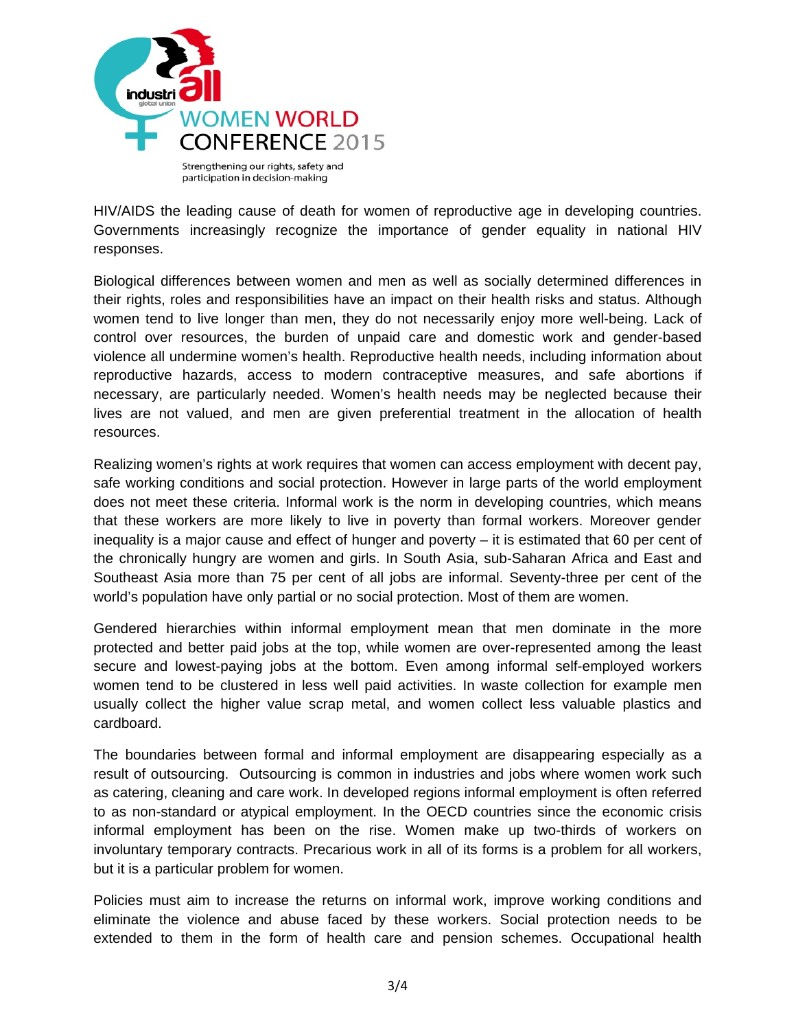HIV/AIDS the leading cause of death for women of reproductive age in developing countries. Governments increasingly recognize the importance of gender equality in national HIV responses.

Biological differences between women and men as well as socially determined differences in their rights, roles and responsibilities have an impact on their health risks and status. Although women tend to live longer than men, they do not necessarily enjoy more well-being. Lack of control over resources, the burden of unpaid care and domestic work and gender-based violence all undermine women's health. Reproductive health needs, including information about reproductive hazards, access to modern contraceptive measures, and safe abortions if necessary, are particularly needed. Women's health needs may be neglected because their lives are not valued, and men are given preferential treatment in the allocation of health resources.

Realizing women's rights at work requires that women can access employment with decent pay, safe working conditions and social protection. However in large parts of the world employment does not meet these criteria. Informal work is the norm in developing countries, which means that these workers are more likely to live in poverty than formal workers. Moreover gender inequality is a major cause and effect of hunger and poverty – it is estimated that 60 per cent of the chronically hungry are women and girls. In South Asia, sub-Saharan Africa and East and Southeast Asia more than 75 per cent of all jobs are informal. Seventy-three per cent of the world's population have only partial or no social protection. Most of them are women.

Gendered hierarchies within informal employment mean that men dominate in the more protected and better paid jobs at the top, while women are over-represented among the least secure and lowest-paying jobs at the bottom. Even among informal self-employed workers women tend to be clustered in less well paid activities. In waste collection for example men usually collect the higher value scrap metal, and women collect less valuable plastics and cardboard.

The boundaries between formal and informal employment are disappearing especially as a result of outsourcing. Outsourcing is common in industries and jobs where women work such as catering, cleaning and care work. In developed regions informal employment is often referred to as non-standard or atypical employment. In the OECD countries since the economic crisis informal employment has been on the rise. Women make up two-thirds of workers on involuntary temporary contracts. Precarious work in all of its forms is a problem for all workers, but it is a particular problem for women.

Policies must aim to increase the returns on informal work, improve working conditions and eliminate the violence and abuse faced by these workers. Social protection needs to be extended to them in the form of health care and pension schemes. Occupational health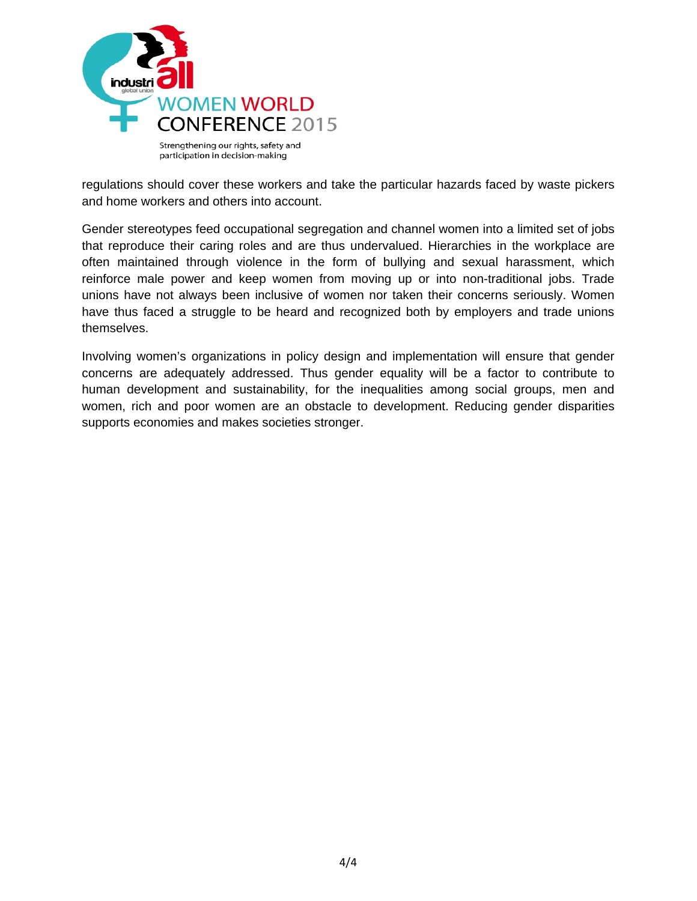regulations should cover these workers and take the particular hazards faced by waste pickers and home workers and others into account.

Gender stereotypes feed occupational segregation and channel women into a limited set of jobs that reproduce their caring roles and are thus undervalued. Hierarchies in the workplace are often maintained through violence in the form of bullying and sexual harassment, which reinforce male power and keep women from moving up or into non-traditional jobs. Trade unions have not always been inclusive of women nor taken their concerns seriously. Women have thus faced a struggle to be heard and recognized both by employers and trade unions themselves.

Involving women's organizations in policy design and implementation will ensure that gender concerns are adequately addressed. Thus gender equality will be a factor to contribute to human development and sustainability, for the inequalities among social groups, men and women, rich and poor women are an obstacle to development. Reducing gender disparities supports economies and makes societies stronger.